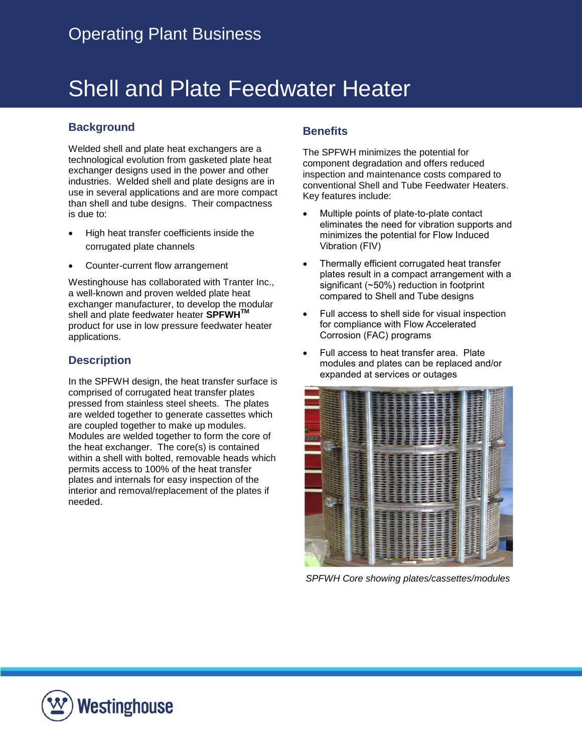Operating Plant Business

# Shell and Plate Feedwater Heater

## Background

Welded shell and plate heat exchangers are a technological evolution from gasketed plate heat exchanger designs used in the power and other industries. Welded shell and plate designs are in use in several applications and are more compact than shell and tube designs. Their compactness is due to:

- High heat transfer coefficients inside the corrugated plate channels
- Counter-current flow arrangement

Westinghouse has collaborated with Tranter Inc., a well-known and proven welded plate heat exchanger manufacturer, to develop the modular shell and plate feedwater heater **SPFWH**™ product for use in low pressure feedwater heater applications.

## Description

In the SPFWH design, the heat transfer surface is comprised of corrugated heat transfer plates pressed from stainless steel sheets. The plates are welded together to generate cassettes which are coupled together to make up modules. Modules are welded together to form the core of the heat exchanger. The core(s) is contained within a shell with bolted, removable heads which permits access to 100% of the heat transfer plates and internals for easy inspection of the interior and removal/replacement of the plates if needed.

## Benefits

The SPFWH minimizes the potential for component degradation and offers reduced inspection and maintenance costs compared to conventional Shell and Tube Feedwater Heaters. Key features include:

- Multiple points of plate-to-plate contact eliminates the need for vibration supports and minimizes the potential for Flow Induced Vibration (FIV)
- Thermally efficient corrugated heat transfer plates result in a compact arrangement with a significant (~50%) reduction in footprint compared to Shell and Tube designs
- Full access to shell side for visual inspection for compliance with Flow Accelerated Corrosion (FAC) programs
- Full access to heat transfer area. Plate modules and plates can be replaced and/or expanded at services or outages

*SPFWH Core showing plates/cassettes/modules*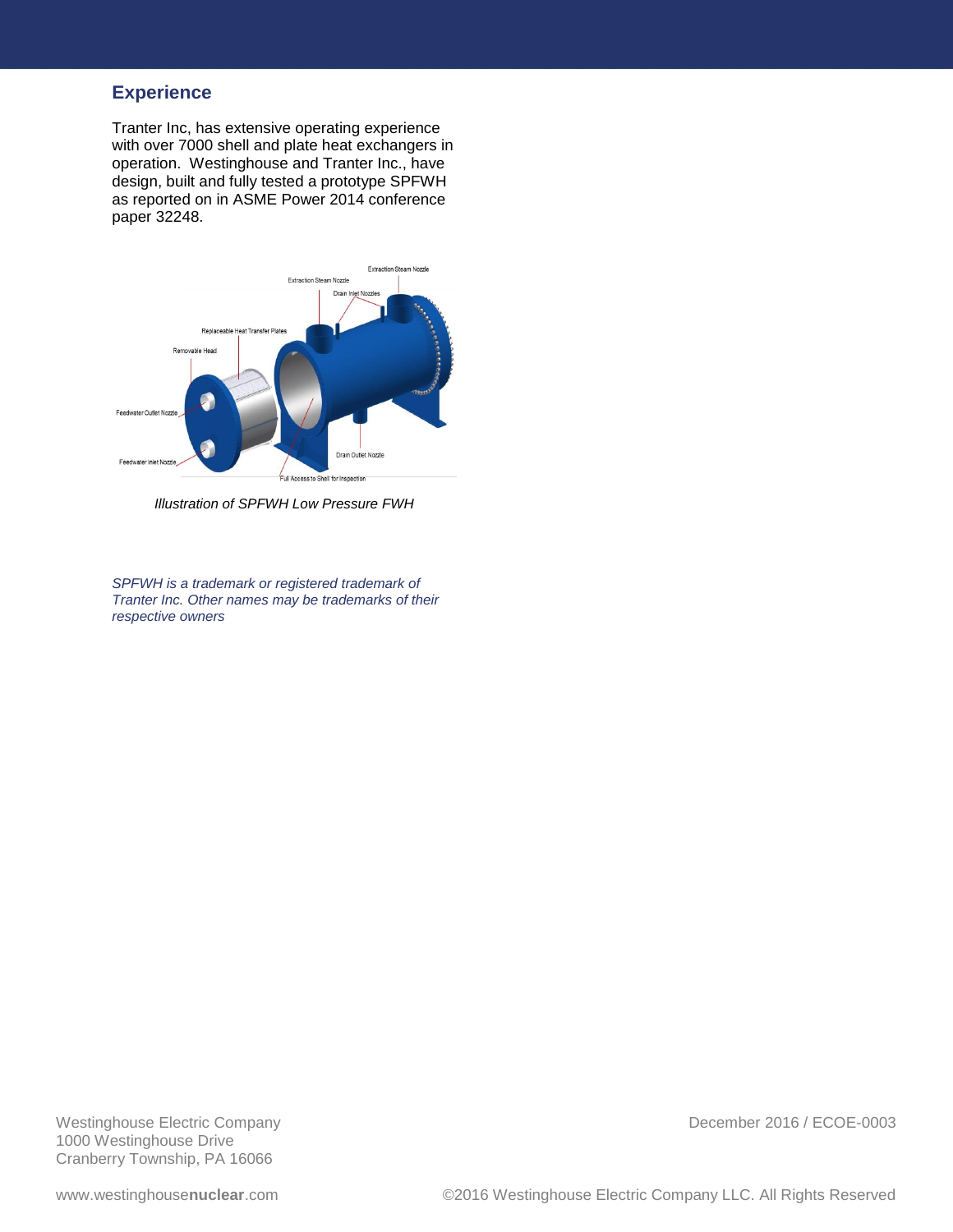## Experience

Tranter Inc, has extensive operating experience with over 7000 shell and plate heat exchangers in operation. Westinghouse and Tranter Inc., have design, built and fully tested a prototype SPFWH as reported on in ASME Power 2014 conference paper 32248.

Extraction Steam Nozzle

Extraction Steam Nozzle

Drain Inlet Nozzles

Replaceable Heat Transfer Plates

Removable Head

Feedwater Outlet Nozzle

Feedwater Inlet Nozzle

Drain Outlet Nozzle

Full Access to Shell for Inspection

*Illustration of SPFWH Low Pressure FWH*

*SPFWH is a trademark or registered trademark of Tranter Inc. Other names may be trademarks of their respective owners*